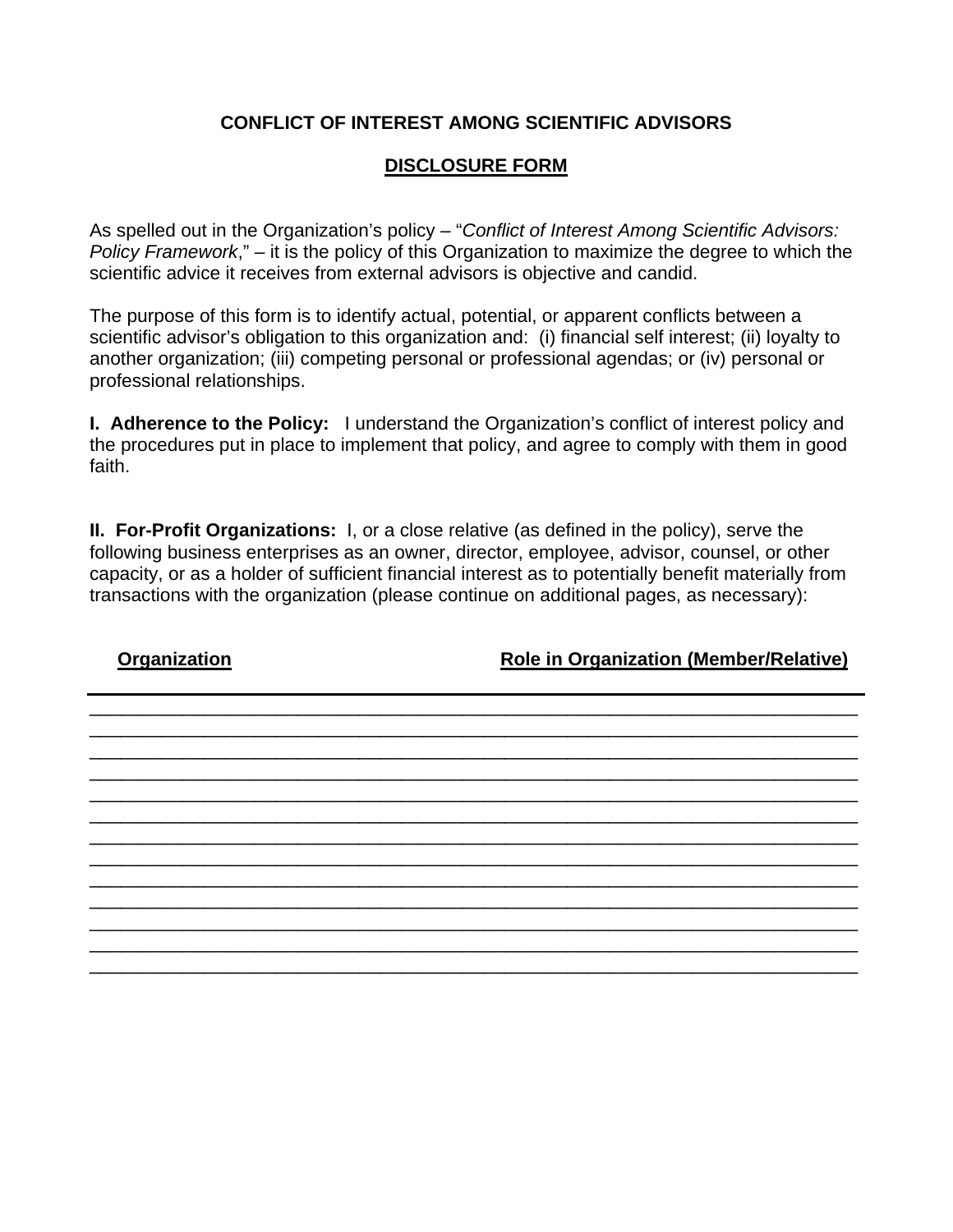**CONFLICT OF INTEREST AMONG SCIENTIFIC ADVISORS**

**DISCLOSURE FORM**

As spelled out in the Organization's policy – "*Conflict of Interest Among Scientific Advisors: Policy Framework*," – it is the policy of this Organization to maximize the degree to which the scientific advice it receives from external advisors is objective and candid.

The purpose of this form is to identify actual, potential, or apparent conflicts between a scientific advisor's obligation to this organization and: (i) financial self interest; (ii) loyalty to another organization; (iii) competing personal or professional agendas; or (iv) personal or professional relationships.

**I. Adherence to the Policy:** I understand the Organization's conflict of interest policy and the procedures put in place to implement that policy, and agree to comply with them in good faith.

**II. For-Profit Organizations:** I, or a close relative (as defined in the policy), serve the following business enterprises as an owner, director, employee, advisor, counsel, or other capacity, or as a holder of sufficient financial interest as to potentially benefit materially from transactions with the organization (please continue on additional pages, as necessary):

| Organization | Role in Organization (Member/Relative) |
| --- | --- |
| | |
| | |
| | |
| | |
| | |
| | |
| | |
| | |
| | |
| | |
| | |
| | |
| | |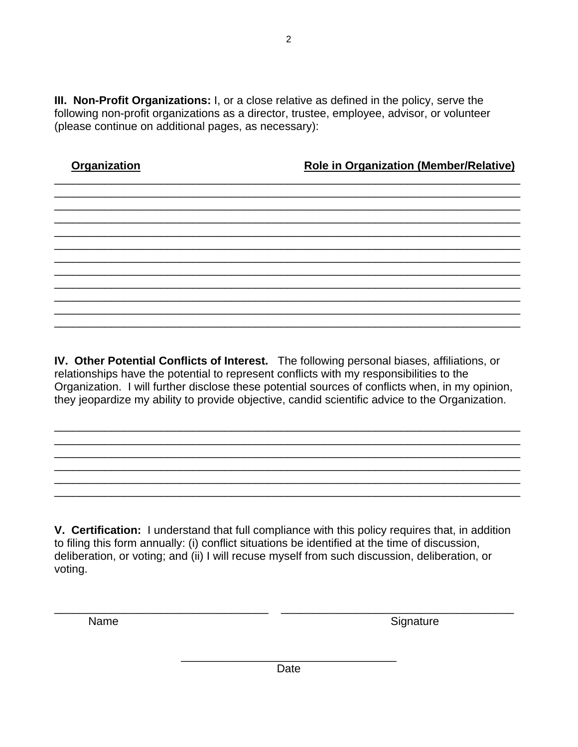**III. Non-Profit Organizations:** I, or a close relative as defined in the policy, serve the following non-profit organizations as a director, trustee, employee, advisor, or volunteer (please continue on additional pages, as necessary):

| Organization | Role in Organization (Member/Relative) |
| --- | --- |
| | |
| | |
| | |
| | |
| | |
| | |
| | |
| | |
| | |
| | |
| | |
| | |

**IV. Other Potential Conflicts of Interest.** The following personal biases, affiliations, or relationships have the potential to represent conflicts with my responsibilities to the Organization. I will further disclose these potential sources of conflicts when, in my opinion, they jeopardize my ability to provide objective, candid scientific advice to the Organization.

______________________________________________________________________________

______________________________________________________________________________

______________________________________________________________________________

______________________________________________________________________________

______________________________________________________________________________

______________________________________________________________________________

**V. Certification:** I understand that full compliance with this policy requires that, in addition to filing this form annually: (i) conflict situations be identified at the time of discussion, deliberation, or voting; and (ii) I will recuse myself from such discussion, deliberation, or voting.

______________________________ ______________________________

Name Signature

______________________________

Date